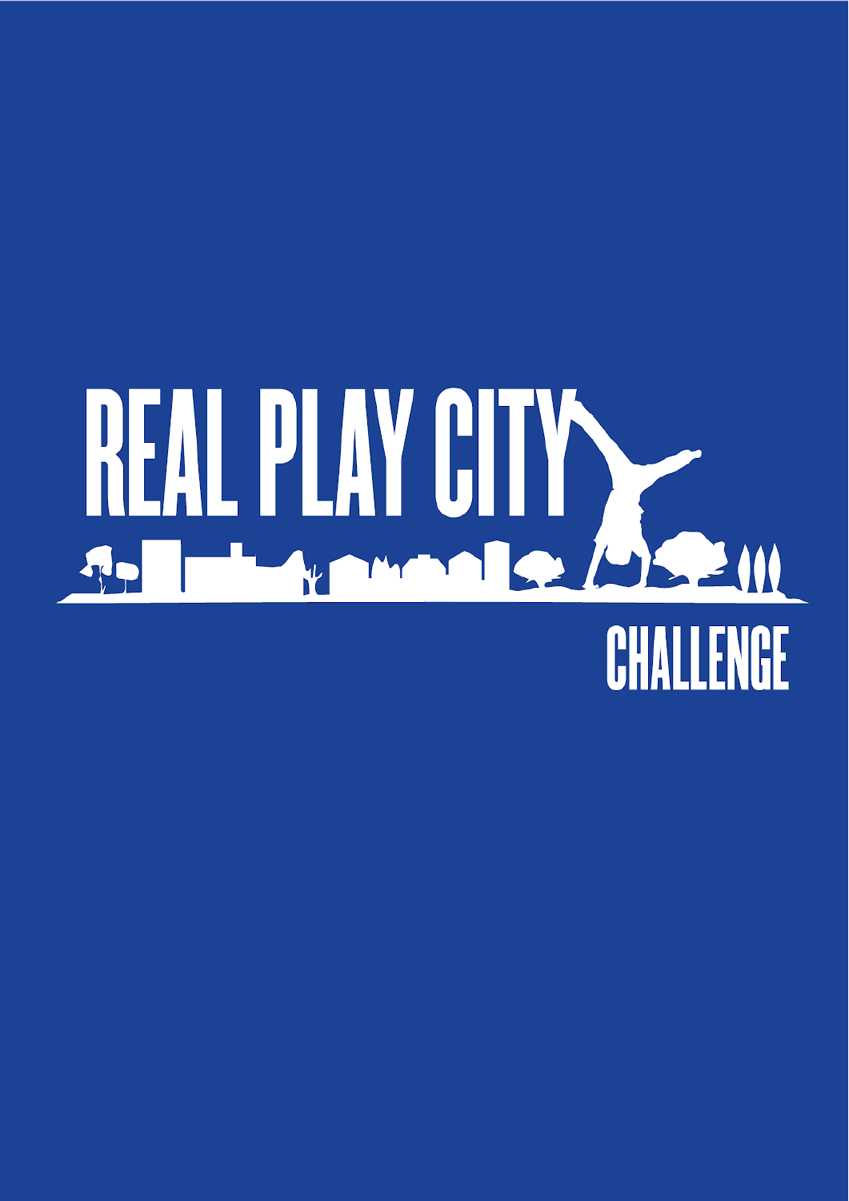# REAL PLAY CITY

## CHALLENGE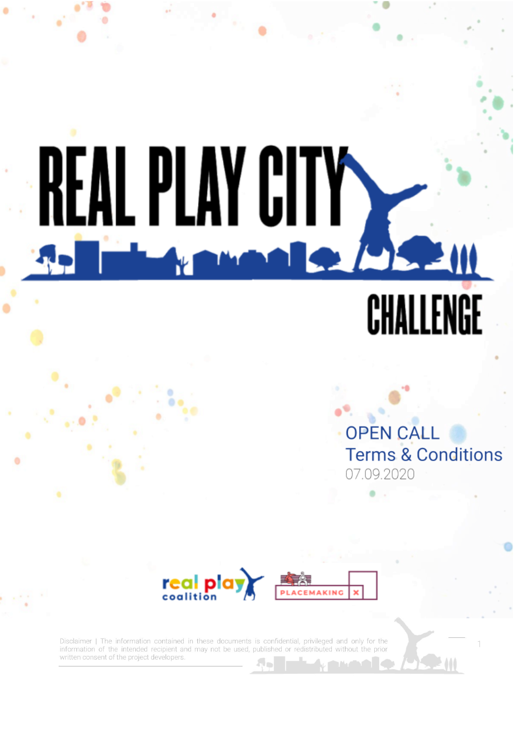# REAL PLAY CITY CHALLENGE

OPEN CALL
Terms & Conditions
07.09.2020

Disclaimer | The information contained in these documents is confidential, privileged and only for the information of the intended recipient and may not be used, published or redistributed without the prior written consent of the project developers.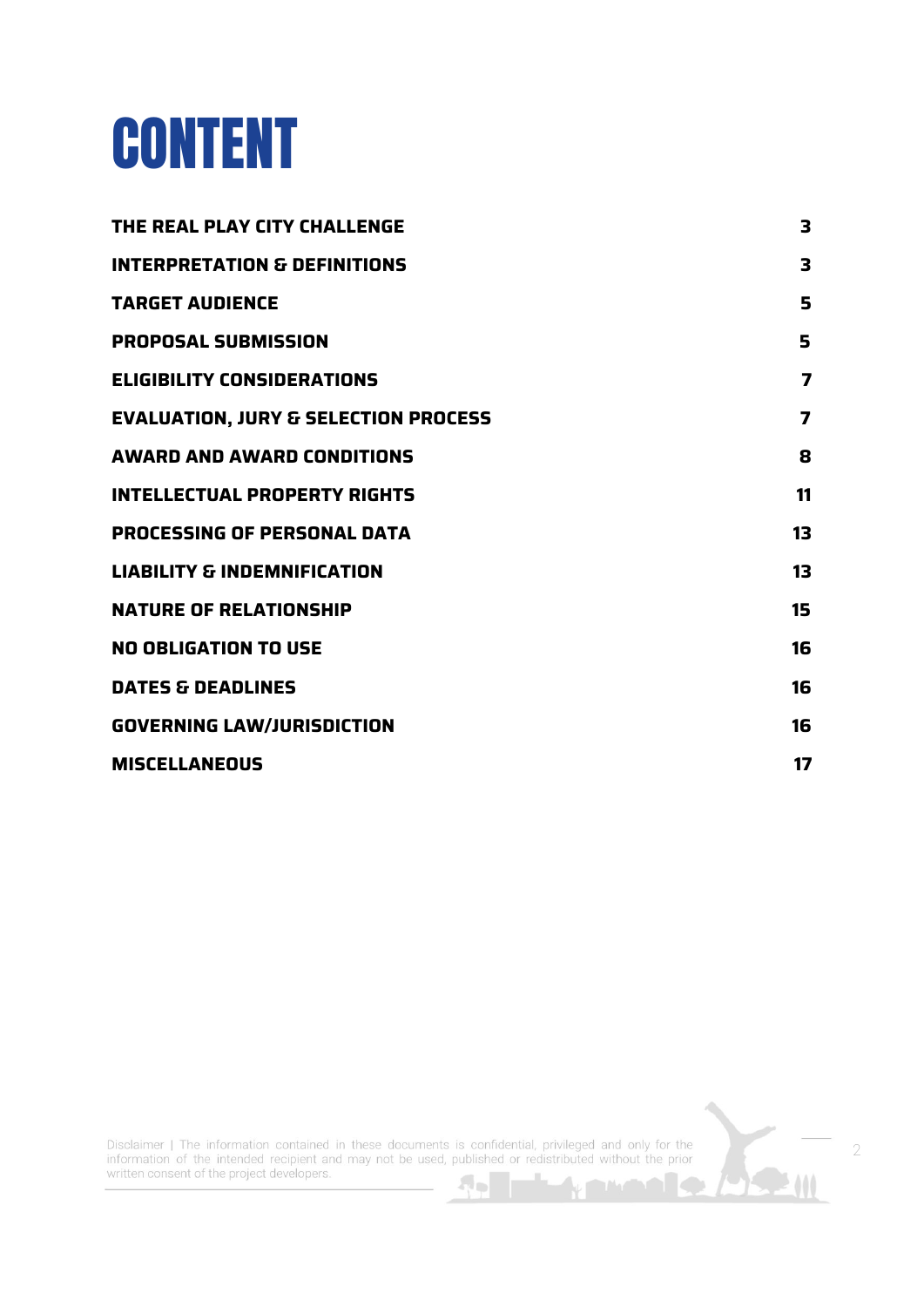# CONTENT

| | |
|---|---|
| **THE REAL PLAY CITY CHALLENGE** | **3** |
| **INTERPRETATION & DEFINITIONS** | **3** |
| **TARGET AUDIENCE** | **5** |
| **PROPOSAL SUBMISSION** | **5** |
| **ELIGIBILITY CONSIDERATIONS** | **7** |
| **EVALUATION, JURY & SELECTION PROCESS** | **7** |
| **AWARD AND AWARD CONDITIONS** | **8** |
| **INTELLECTUAL PROPERTY RIGHTS** | **11** |
| **PROCESSING OF PERSONAL DATA** | **13** |
| **LIABILITY & INDEMNIFICATION** | **13** |
| **NATURE OF RELATIONSHIP** | **15** |
| **NO OBLIGATION TO USE** | **16** |
| **DATES & DEADLINES** | **16** |
| **GOVERNING LAW/JURISDICTION** | **16** |
| **MISCELLANEOUS** | **17** |

Disclaimer | The information contained in these documents is confidential, privileged and only for the information of the intended recipient and may not be used, published or redistributed without the prior written consent of the project developers.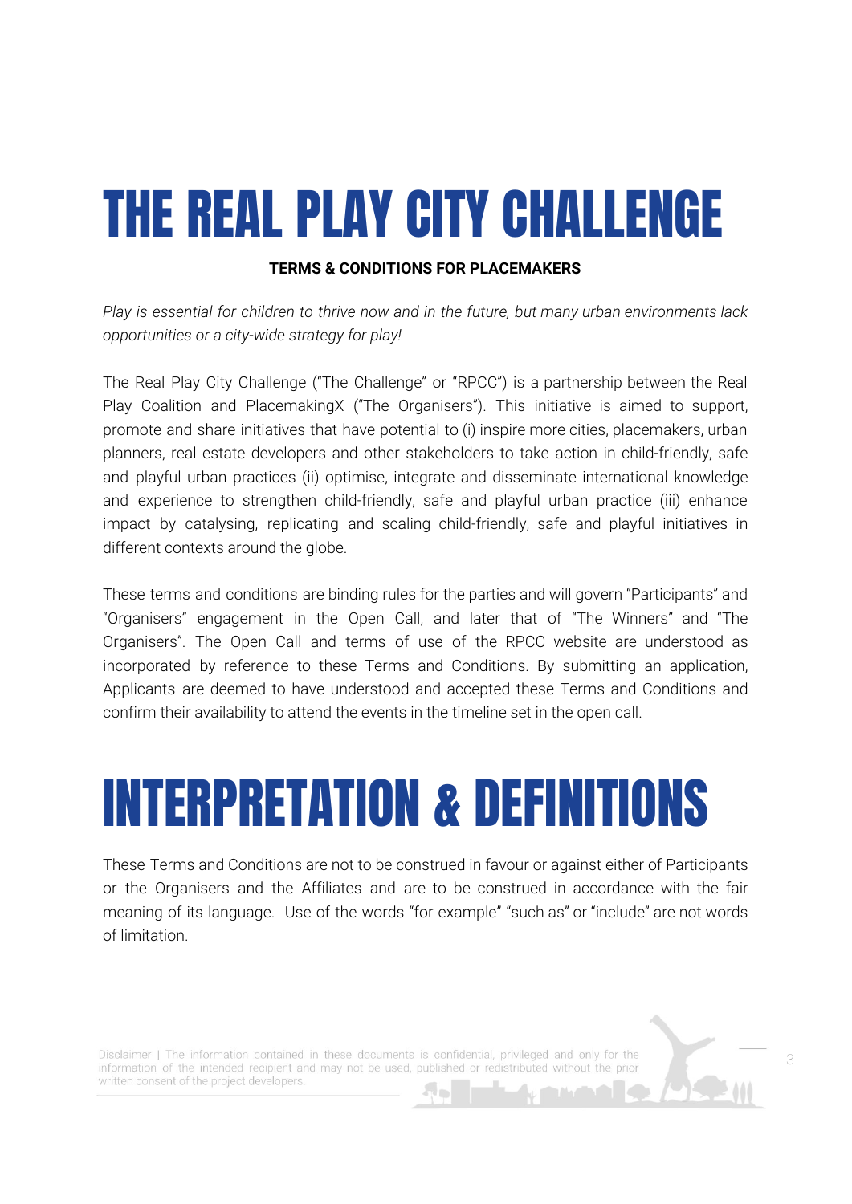# THE REAL PLAY CITY CHALLENGE

**TERMS & CONDITIONS FOR PLACEMAKERS**

*Play is essential for children to thrive now and in the future, but many urban environments lack opportunities or a city-wide strategy for play!*

The Real Play City Challenge ("The Challenge" or "RPCC") is a partnership between the Real Play Coalition and PlacemakingX ("The Organisers"). This initiative is aimed to support, promote and share initiatives that have potential to (i) inspire more cities, placemakers, urban planners, real estate developers and other stakeholders to take action in child-friendly, safe and playful urban practices (ii) optimise, integrate and disseminate international knowledge and experience to strengthen child-friendly, safe and playful urban practice (iii) enhance impact by catalysing, replicating and scaling child-friendly, safe and playful initiatives in different contexts around the globe.

These terms and conditions are binding rules for the parties and will govern "Participants" and "Organisers" engagement in the Open Call, and later that of "The Winners" and "The Organisers". The Open Call and terms of use of the RPCC website are understood as incorporated by reference to these Terms and Conditions. By submitting an application, Applicants are deemed to have understood and accepted these Terms and Conditions and confirm their availability to attend the events in the timeline set in the open call.

# INTERPRETATION & DEFINITIONS

These Terms and Conditions are not to be construed in favour or against either of Participants or the Organisers and the Affiliates and are to be construed in accordance with the fair meaning of its language. Use of the words "for example" "such as" or "include" are not words of limitation.

Disclaimer | The information contained in these documents is confidential, privileged and only for the information of the intended recipient and may not be used, published or redistributed without the prior written consent of the project developers.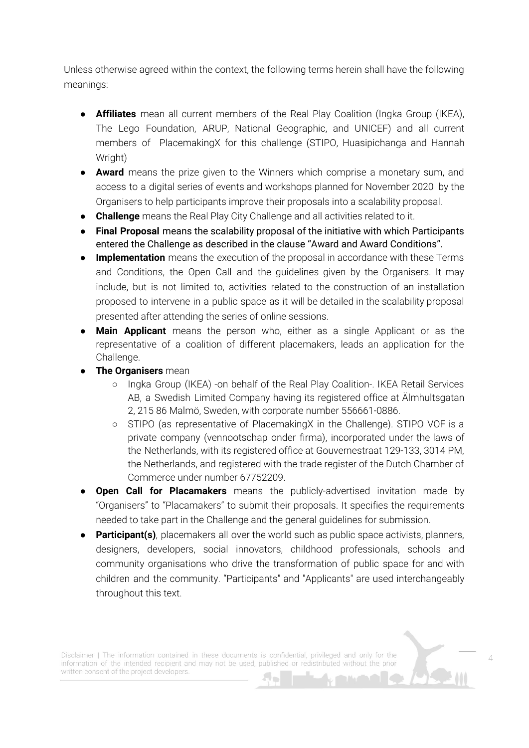Unless otherwise agreed within the context, the following terms herein shall have the following meanings:

- **Affiliates** mean all current members of the Real Play Coalition (Ingka Group (IKEA), The Lego Foundation, ARUP, National Geographic, and UNICEF) and all current members of PlacemakingX for this challenge (STIPO, Huasipichanga and Hannah Wright)
- **Award** means the prize given to the Winners which comprise a monetary sum, and access to a digital series of events and workshops planned for November 2020 by the Organisers to help participants improve their proposals into a scalability proposal.
- **Challenge** means the Real Play City Challenge and all activities related to it.
- **Final Proposal** means the scalability proposal of the initiative with which Participants entered the Challenge as described in the clause "Award and Award Conditions".
- **Implementation** means the execution of the proposal in accordance with these Terms and Conditions, the Open Call and the guidelines given by the Organisers. It may include, but is not limited to, activities related to the construction of an installation proposed to intervene in a public space as it will be detailed in the scalability proposal presented after attending the series of online sessions.
- **Main Applicant** means the person who, either as a single Applicant or as the representative of a coalition of different placemakers, leads an application for the Challenge.
- **The Organisers** mean
    - Ingka Group (IKEA) -on behalf of the Real Play Coalition-. IKEA Retail Services AB, a Swedish Limited Company having its registered office at Älmhultsgatan 2, 215 86 Malmö, Sweden, with corporate number 556661-0886.
    - STIPO (as representative of PlacemakingX in the Challenge). STIPO VOF is a private company (vennootschap onder firma), incorporated under the laws of the Netherlands, with its registered office at Gouvernestraat 129-133, 3014 PM, the Netherlands, and registered with the trade register of the Dutch Chamber of Commerce under number 67752209.
- **Open Call for Placamakers** means the publicly-advertised invitation made by "Organisers" to "Placamakers" to submit their proposals. It specifies the requirements needed to take part in the Challenge and the general guidelines for submission.
- **Participant(s)**, placemakers all over the world such as public space activists, planners, designers, developers, social innovators, childhood professionals, schools and community organisations who drive the transformation of public space for and with children and the community. "Participants" and "Applicants" are used interchangeably throughout this text.

Disclaimer | The information contained in these documents is confidential, privileged and only for the information of the intended recipient and may not be used, published or redistributed without the prior written consent of the project developers.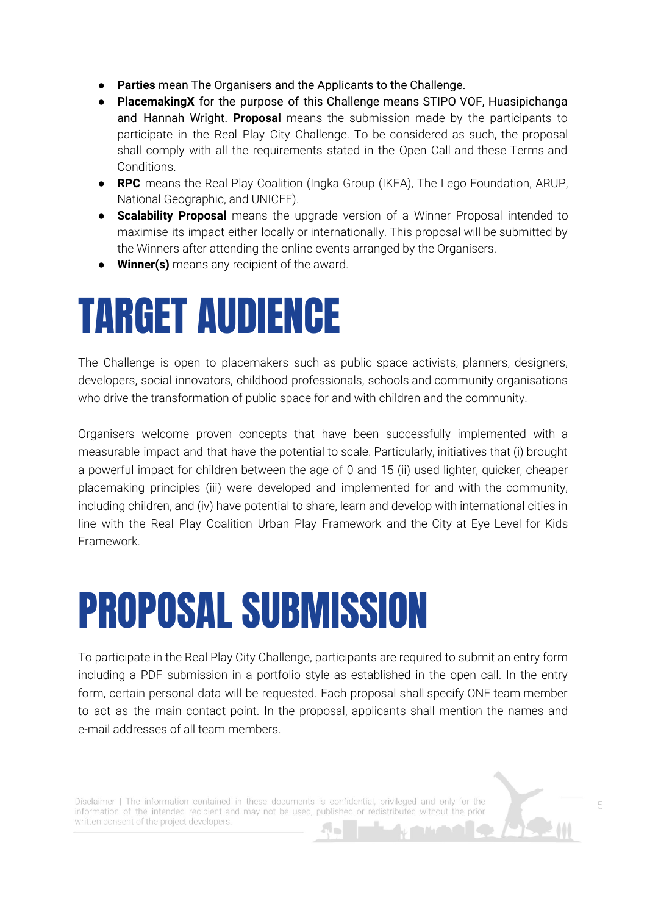- **Parties** mean The Organisers and the Applicants to the Challenge.
- **PlacemakingX** for the purpose of this Challenge means STIPO VOF, Huasipichanga and Hannah Wright. **Proposal** means the submission made by the participants to participate in the Real Play City Challenge. To be considered as such, the proposal shall comply with all the requirements stated in the Open Call and these Terms and Conditions.
- **RPC** means the Real Play Coalition (Ingka Group (IKEA), The Lego Foundation, ARUP, National Geographic, and UNICEF).
- **Scalability Proposal** means the upgrade version of a Winner Proposal intended to maximise its impact either locally or internationally. This proposal will be submitted by the Winners after attending the online events arranged by the Organisers.
- **Winner(s)** means any recipient of the award.

# TARGET AUDIENCE

The Challenge is open to placemakers such as public space activists, planners, designers, developers, social innovators, childhood professionals, schools and community organisations who drive the transformation of public space for and with children and the community.

Organisers welcome proven concepts that have been successfully implemented with a measurable impact and that have the potential to scale. Particularly, initiatives that (i) brought a powerful impact for children between the age of 0 and 15 (ii) used lighter, quicker, cheaper placemaking principles (iii) were developed and implemented for and with the community, including children, and (iv) have potential to share, learn and develop with international cities in line with the Real Play Coalition Urban Play Framework and the City at Eye Level for Kids Framework.

# PROPOSAL SUBMISSION

To participate in the Real Play City Challenge, participants are required to submit an entry form including a PDF submission in a portfolio style as established in the open call. In the entry form, certain personal data will be requested. Each proposal shall specify ONE team member to act as the main contact point. In the proposal, applicants shall mention the names and e-mail addresses of all team members.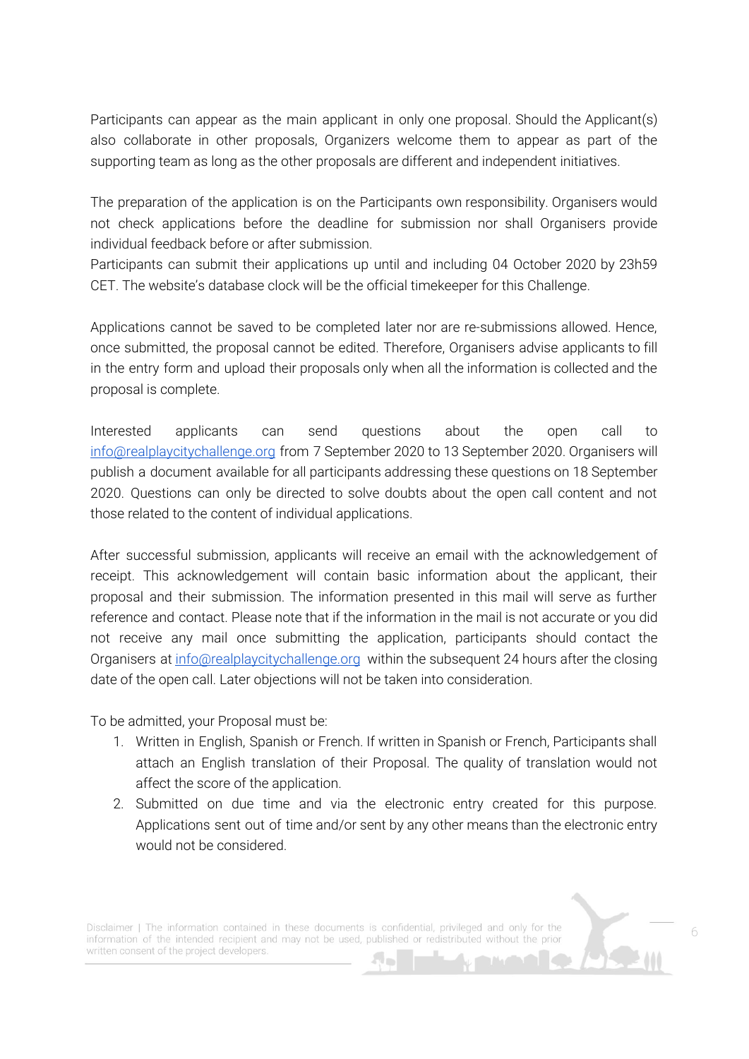Participants can appear as the main applicant in only one proposal. Should the Applicant(s) also collaborate in other proposals, Organizers welcome them to appear as part of the supporting team as long as the other proposals are different and independent initiatives.

The preparation of the application is on the Participants own responsibility. Organisers would not check applications before the deadline for submission nor shall Organisers provide individual feedback before or after submission.
Participants can submit their applications up until and including 04 October 2020 by 23h59 CET. The website's database clock will be the official timekeeper for this Challenge.

Applications cannot be saved to be completed later nor are re-submissions allowed. Hence, once submitted, the proposal cannot be edited. Therefore, Organisers advise applicants to fill in the entry form and upload their proposals only when all the information is collected and the proposal is complete.

Interested applicants can send questions about the open call to info@realplaycitychallenge.org from 7 September 2020 to 13 September 2020. Organisers will publish a document available for all participants addressing these questions on 18 September 2020. Questions can only be directed to solve doubts about the open call content and not those related to the content of individual applications.

After successful submission, applicants will receive an email with the acknowledgement of receipt. This acknowledgement will contain basic information about the applicant, their proposal and their submission. The information presented in this mail will serve as further reference and contact. Please note that if the information in the mail is not accurate or you did not receive any mail once submitting the application, participants should contact the Organisers at info@realplaycitychallenge.org within the subsequent 24 hours after the closing date of the open call. Later objections will not be taken into consideration.

To be admitted, your Proposal must be:

1. Written in English, Spanish or French. If written in Spanish or French, Participants shall attach an English translation of their Proposal. The quality of translation would not affect the score of the application.
2. Submitted on due time and via the electronic entry created for this purpose. Applications sent out of time and/or sent by any other means than the electronic entry would not be considered.

Disclaimer | The information contained in these documents is confidential, privileged and only for the information of the intended recipient and may not be used, published or redistributed without the prior written consent of the project developers.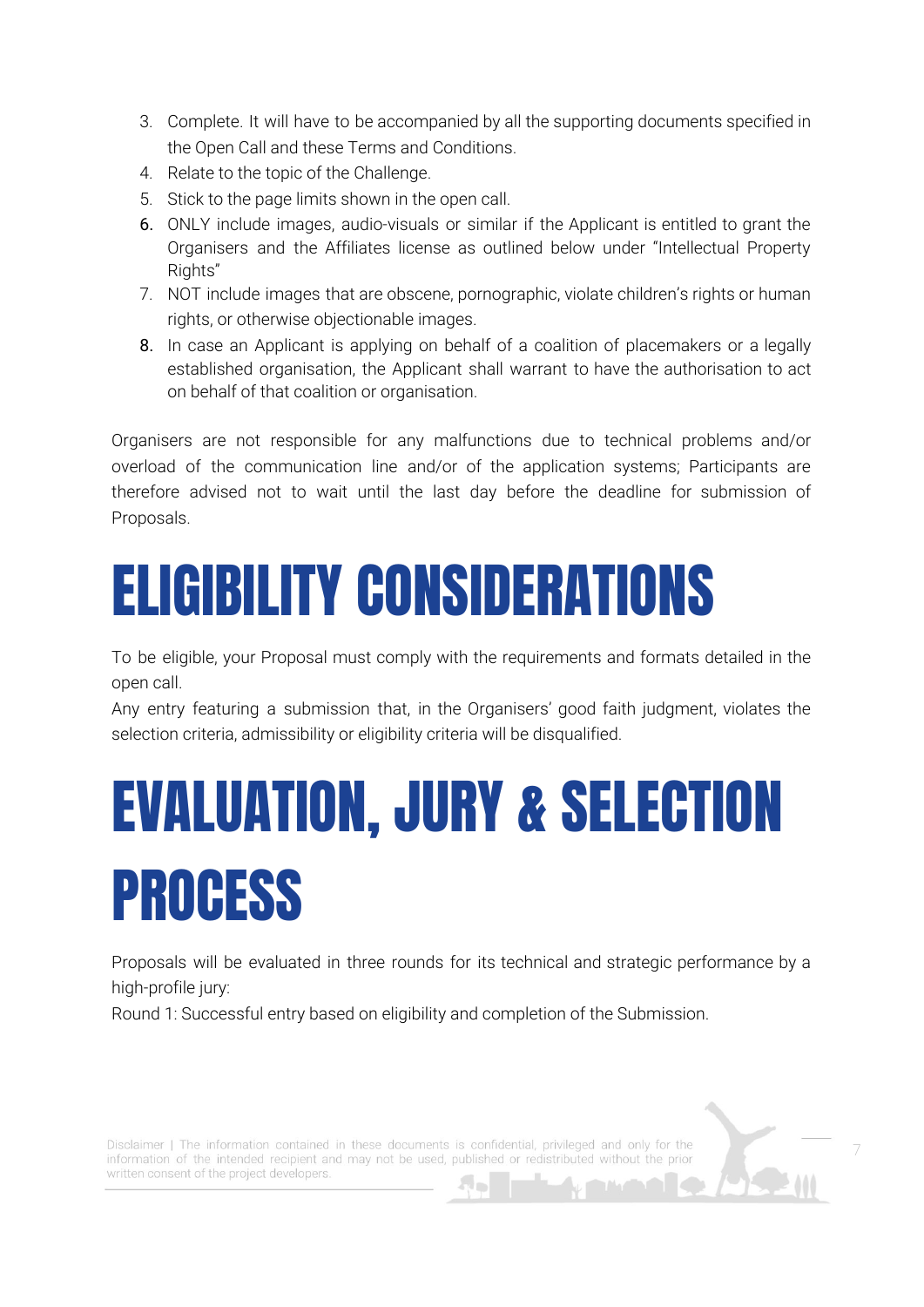3. Complete. It will have to be accompanied by all the supporting documents specified in the Open Call and these Terms and Conditions.
4. Relate to the topic of the Challenge.
5. Stick to the page limits shown in the open call.
6. ONLY include images, audio-visuals or similar if the Applicant is entitled to grant the Organisers and the Affiliates license as outlined below under "Intellectual Property Rights"
7. NOT include images that are obscene, pornographic, violate children's rights or human rights, or otherwise objectionable images.
8. In case an Applicant is applying on behalf of a coalition of placemakers or a legally established organisation, the Applicant shall warrant to have the authorisation to act on behalf of that coalition or organisation.

Organisers are not responsible for any malfunctions due to technical problems and/or overload of the communication line and/or of the application systems; Participants are therefore advised not to wait until the last day before the deadline for submission of Proposals.

# ELIGIBILITY CONSIDERATIONS

To be eligible, your Proposal must comply with the requirements and formats detailed in the open call.
Any entry featuring a submission that, in the Organisers' good faith judgment, violates the selection criteria, admissibility or eligibility criteria will be disqualified.

# EVALUATION, JURY & SELECTION PROCESS

Proposals will be evaluated in three rounds for its technical and strategic performance by a high-profile jury:
Round 1: Successful entry based on eligibility and completion of the Submission.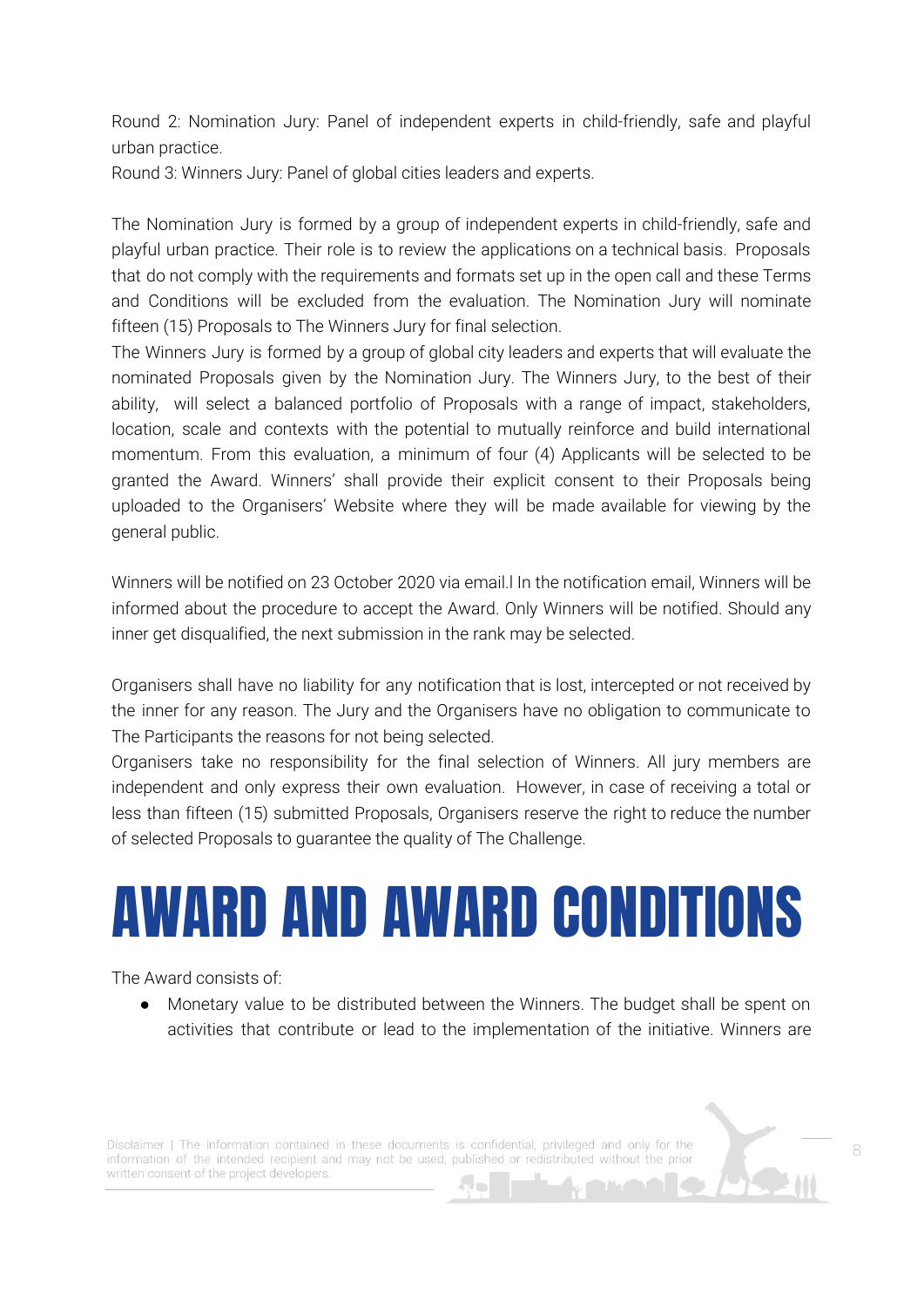Round 2: Nomination Jury: Panel of independent experts in child-friendly, safe and playful urban practice.
Round 3: Winners Jury: Panel of global cities leaders and experts.

The Nomination Jury is formed by a group of independent experts in child-friendly, safe and playful urban practice. Their role is to review the applications on a technical basis. Proposals that do not comply with the requirements and formats set up in the open call and these Terms and Conditions will be excluded from the evaluation. The Nomination Jury will nominate fifteen (15) Proposals to The Winners Jury for final selection.
The Winners Jury is formed by a group of global city leaders and experts that will evaluate the nominated Proposals given by the Nomination Jury. The Winners Jury, to the best of their ability, will select a balanced portfolio of Proposals with a range of impact, stakeholders, location, scale and contexts with the potential to mutually reinforce and build international momentum. From this evaluation, a minimum of four (4) Applicants will be selected to be granted the Award. Winners' shall provide their explicit consent to their Proposals being uploaded to the Organisers' Website where they will be made available for viewing by the general public.

Winners will be notified on 23 October 2020 via email.l In the notification email, Winners will be informed about the procedure to accept the Award. Only Winners will be notified. Should any inner get disqualified, the next submission in the rank may be selected.

Organisers shall have no liability for any notification that is lost, intercepted or not received by the inner for any reason. The Jury and the Organisers have no obligation to communicate to The Participants the reasons for not being selected.
Organisers take no responsibility for the final selection of Winners. All jury members are independent and only express their own evaluation. However, in case of receiving a total or less than fifteen (15) submitted Proposals, Organisers reserve the right to reduce the number of selected Proposals to guarantee the quality of The Challenge.

# AWARD AND AWARD CONDITIONS

The Award consists of:

- Monetary value to be distributed between the Winners. The budget shall be spent on activities that contribute or lead to the implementation of the initiative. Winners are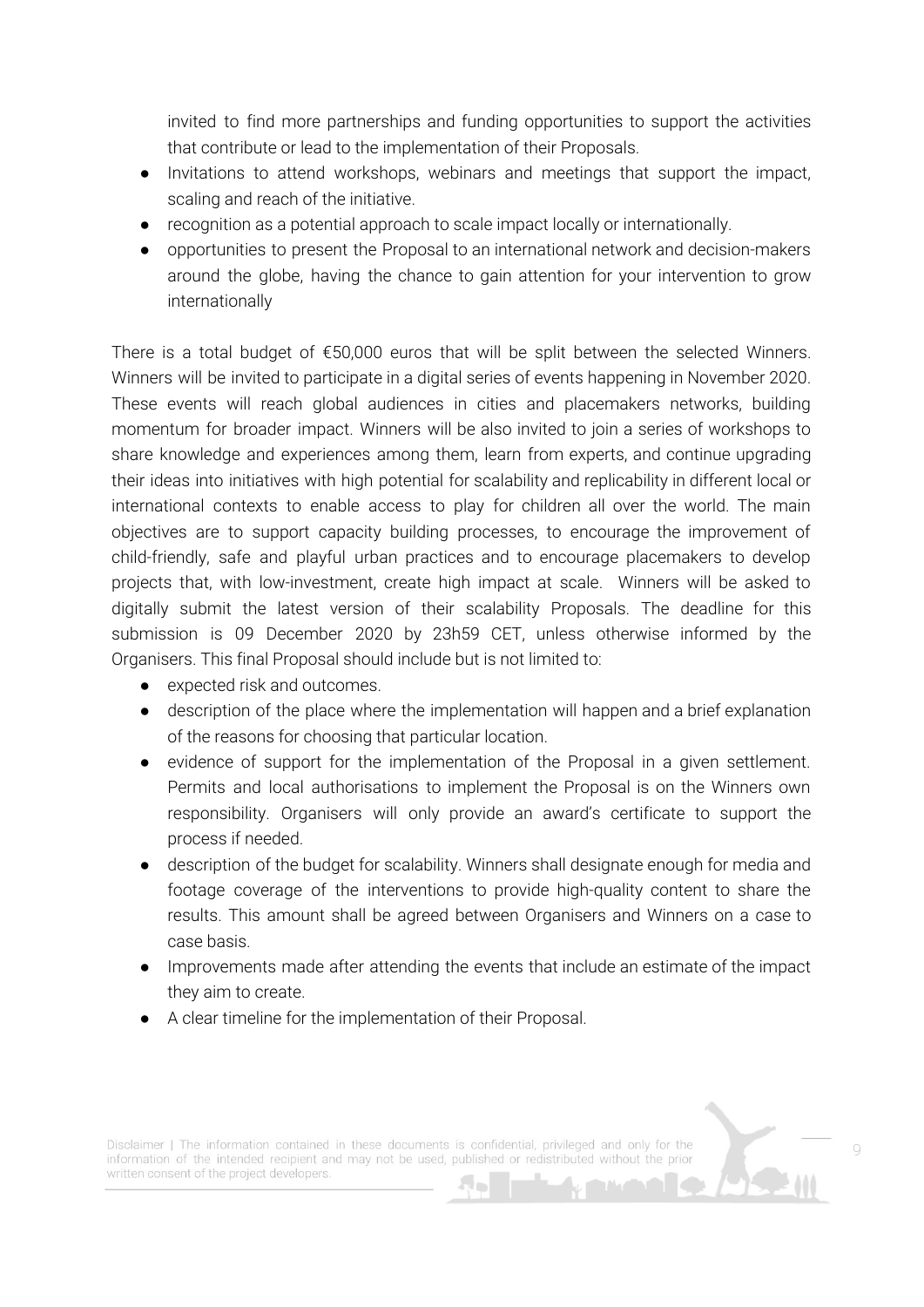invited to find more partnerships and funding opportunities to support the activities that contribute or lead to the implementation of their Proposals.

- Invitations to attend workshops, webinars and meetings that support the impact, scaling and reach of the initiative.
- recognition as a potential approach to scale impact locally or internationally.
- opportunities to present the Proposal to an international network and decision-makers around the globe, having the chance to gain attention for your intervention to grow internationally

There is a total budget of €50,000 euros that will be split between the selected Winners. Winners will be invited to participate in a digital series of events happening in November 2020. These events will reach global audiences in cities and placemakers networks, building momentum for broader impact. Winners will be also invited to join a series of workshops to share knowledge and experiences among them, learn from experts, and continue upgrading their ideas into initiatives with high potential for scalability and replicability in different local or international contexts to enable access to play for children all over the world. The main objectives are to support capacity building processes, to encourage the improvement of child-friendly, safe and playful urban practices and to encourage placemakers to develop projects that, with low-investment, create high impact at scale. Winners will be asked to digitally submit the latest version of their scalability Proposals. The deadline for this submission is 09 December 2020 by 23h59 CET, unless otherwise informed by the Organisers. This final Proposal should include but is not limited to:

- expected risk and outcomes.
- description of the place where the implementation will happen and a brief explanation of the reasons for choosing that particular location.
- evidence of support for the implementation of the Proposal in a given settlement. Permits and local authorisations to implement the Proposal is on the Winners own responsibility. Organisers will only provide an award's certificate to support the process if needed.
- description of the budget for scalability. Winners shall designate enough for media and footage coverage of the interventions to provide high-quality content to share the results. This amount shall be agreed between Organisers and Winners on a case to case basis.
- Improvements made after attending the events that include an estimate of the impact they aim to create.
- A clear timeline for the implementation of their Proposal.

Disclaimer | The information contained in these documents is confidential, privileged and only for the information of the intended recipient and may not be used, published or redistributed without the prior written consent of the project developers.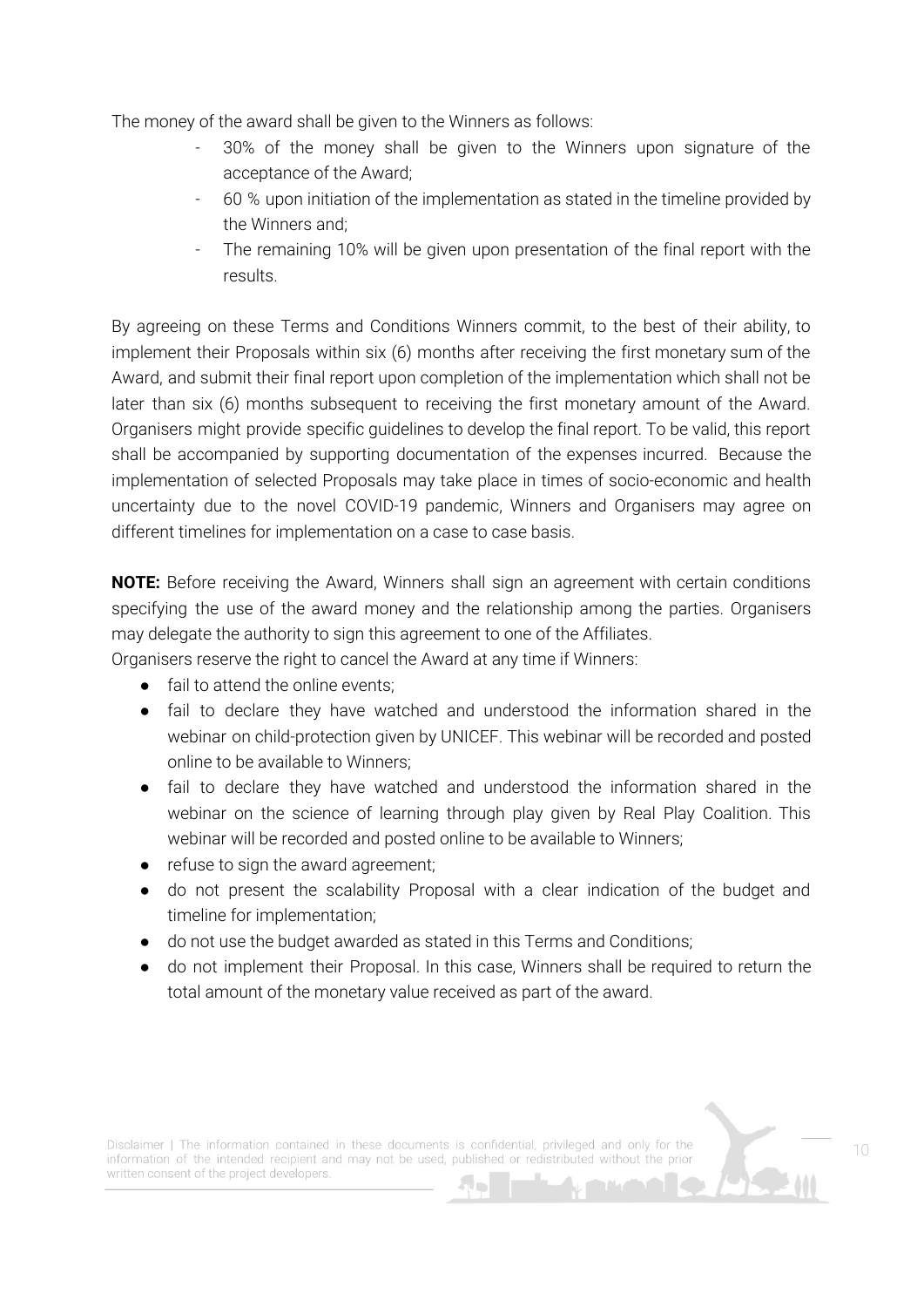The money of the award shall be given to the Winners as follows:

- 30% of the money shall be given to the Winners upon signature of the acceptance of the Award;
- 60 % upon initiation of the implementation as stated in the timeline provided by the Winners and;
- The remaining 10% will be given upon presentation of the final report with the results.

By agreeing on these Terms and Conditions Winners commit, to the best of their ability, to implement their Proposals within six (6) months after receiving the first monetary sum of the Award, and submit their final report upon completion of the implementation which shall not be later than six (6) months subsequent to receiving the first monetary amount of the Award. Organisers might provide specific guidelines to develop the final report. To be valid, this report shall be accompanied by supporting documentation of the expenses incurred. Because the implementation of selected Proposals may take place in times of socio-economic and health uncertainty due to the novel COVID-19 pandemic, Winners and Organisers may agree on different timelines for implementation on a case to case basis.

**NOTE:** Before receiving the Award, Winners shall sign an agreement with certain conditions specifying the use of the award money and the relationship among the parties. Organisers may delegate the authority to sign this agreement to one of the Affiliates.

Organisers reserve the right to cancel the Award at any time if Winners:

- fail to attend the online events;
- fail to declare they have watched and understood the information shared in the webinar on child-protection given by UNICEF. This webinar will be recorded and posted online to be available to Winners;
- fail to declare they have watched and understood the information shared in the webinar on the science of learning through play given by Real Play Coalition. This webinar will be recorded and posted online to be available to Winners;
- refuse to sign the award agreement;
- do not present the scalability Proposal with a clear indication of the budget and timeline for implementation;
- do not use the budget awarded as stated in this Terms and Conditions;
- do not implement their Proposal. In this case, Winners shall be required to return the total amount of the monetary value received as part of the award.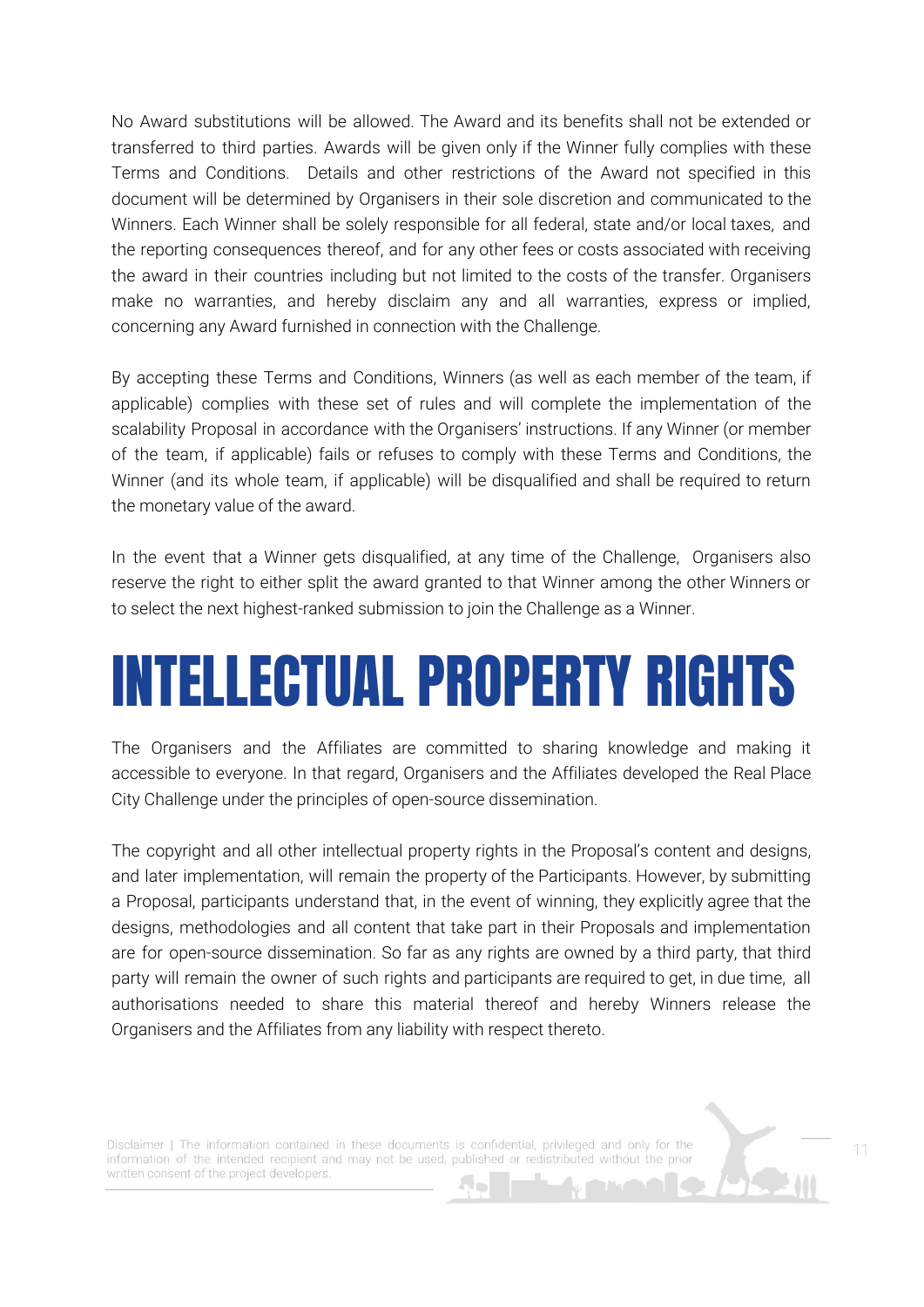No Award substitutions will be allowed. The Award and its benefits shall not be extended or transferred to third parties. Awards will be given only if the Winner fully complies with these Terms and Conditions. Details and other restrictions of the Award not specified in this document will be determined by Organisers in their sole discretion and communicated to the Winners. Each Winner shall be solely responsible for all federal, state and/or local taxes, and the reporting consequences thereof, and for any other fees or costs associated with receiving the award in their countries including but not limited to the costs of the transfer. Organisers make no warranties, and hereby disclaim any and all warranties, express or implied, concerning any Award furnished in connection with the Challenge.

By accepting these Terms and Conditions, Winners (as well as each member of the team, if applicable) complies with these set of rules and will complete the implementation of the scalability Proposal in accordance with the Organisers' instructions. If any Winner (or member of the team, if applicable) fails or refuses to comply with these Terms and Conditions, the Winner (and its whole team, if applicable) will be disqualified and shall be required to return the monetary value of the award.

In the event that a Winner gets disqualified, at any time of the Challenge, Organisers also reserve the right to either split the award granted to that Winner among the other Winners or to select the next highest-ranked submission to join the Challenge as a Winner.

# INTELLECTUAL PROPERTY RIGHTS

The Organisers and the Affiliates are committed to sharing knowledge and making it accessible to everyone. In that regard, Organisers and the Affiliates developed the Real Place City Challenge under the principles of open-source dissemination.

The copyright and all other intellectual property rights in the Proposal's content and designs, and later implementation, will remain the property of the Participants. However, by submitting a Proposal, participants understand that, in the event of winning, they explicitly agree that the designs, methodologies and all content that take part in their Proposals and implementation are for open-source dissemination. So far as any rights are owned by a third party, that third party will remain the owner of such rights and participants are required to get, in due time, all authorisations needed to share this material thereof and hereby Winners release the Organisers and the Affiliates from any liability with respect thereto.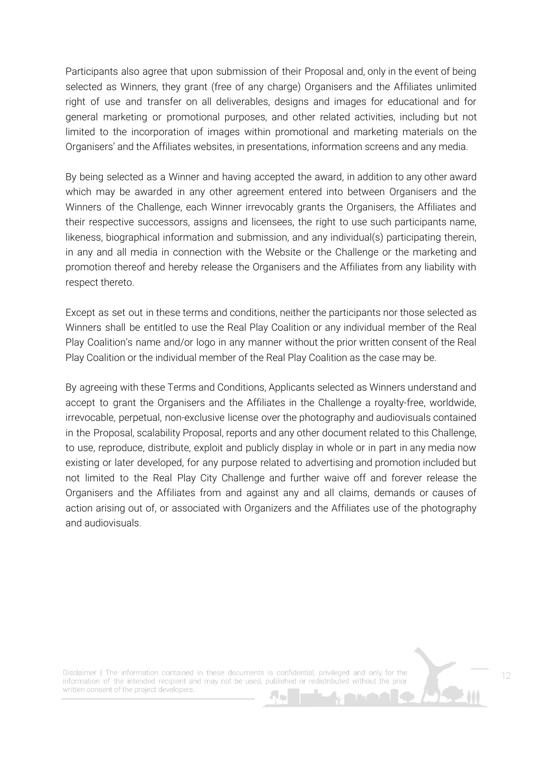Participants also agree that upon submission of their Proposal and, only in the event of being selected as Winners, they grant (free of any charge) Organisers and the Affiliates unlimited right of use and transfer on all deliverables, designs and images for educational and for general marketing or promotional purposes, and other related activities, including but not limited to the incorporation of images within promotional and marketing materials on the Organisers' and the Affiliates websites, in presentations, information screens and any media.

By being selected as a Winner and having accepted the award, in addition to any other award which may be awarded in any other agreement entered into between Organisers and the Winners of the Challenge, each Winner irrevocably grants the Organisers, the Affiliates and their respective successors, assigns and licensees, the right to use such participants name, likeness, biographical information and submission, and any individual(s) participating therein, in any and all media in connection with the Website or the Challenge or the marketing and promotion thereof and hereby release the Organisers and the Affiliates from any liability with respect thereto.

Except as set out in these terms and conditions, neither the participants nor those selected as Winners shall be entitled to use the Real Play Coalition or any individual member of the Real Play Coalition's name and/or logo in any manner without the prior written consent of the Real Play Coalition or the individual member of the Real Play Coalition as the case may be.

By agreeing with these Terms and Conditions, Applicants selected as Winners understand and accept to grant the Organisers and the Affiliates in the Challenge a royalty-free, worldwide, irrevocable, perpetual, non-exclusive license over the photography and audiovisuals contained in the Proposal, scalability Proposal, reports and any other document related to this Challenge, to use, reproduce, distribute, exploit and publicly display in whole or in part in any media now existing or later developed, for any purpose related to advertising and promotion included but not limited to the Real Play City Challenge and further waive off and forever release the Organisers and the Affiliates from and against any and all claims, demands or causes of action arising out of, or associated with Organizers and the Affiliates use of the photography and audiovisuals.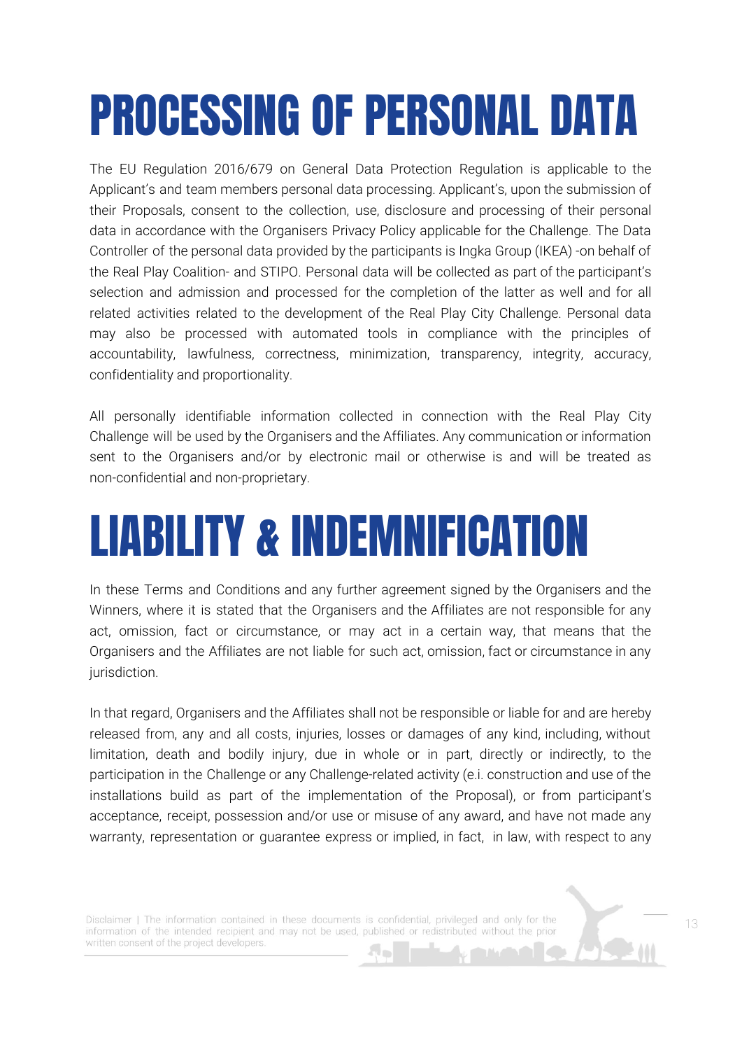# PROCESSING OF PERSONAL DATA

The EU Regulation 2016/679 on General Data Protection Regulation is applicable to the Applicant's and team members personal data processing. Applicant's, upon the submission of their Proposals, consent to the collection, use, disclosure and processing of their personal data in accordance with the Organisers Privacy Policy applicable for the Challenge. The Data Controller of the personal data provided by the participants is Ingka Group (IKEA) -on behalf of the Real Play Coalition- and STIPO. Personal data will be collected as part of the participant's selection and admission and processed for the completion of the latter as well and for all related activities related to the development of the Real Play City Challenge. Personal data may also be processed with automated tools in compliance with the principles of accountability, lawfulness, correctness, minimization, transparency, integrity, accuracy, confidentiality and proportionality.

All personally identifiable information collected in connection with the Real Play City Challenge will be used by the Organisers and the Affiliates. Any communication or information sent to the Organisers and/or by electronic mail or otherwise is and will be treated as non-confidential and non-proprietary.

# LIABILITY & INDEMNIFICATION

In these Terms and Conditions and any further agreement signed by the Organisers and the Winners, where it is stated that the Organisers and the Affiliates are not responsible for any act, omission, fact or circumstance, or may act in a certain way, that means that the Organisers and the Affiliates are not liable for such act, omission, fact or circumstance in any jurisdiction.

In that regard, Organisers and the Affiliates shall not be responsible or liable for and are hereby released from, any and all costs, injuries, losses or damages of any kind, including, without limitation, death and bodily injury, due in whole or in part, directly or indirectly, to the participation in the Challenge or any Challenge-related activity (e.i. construction and use of the installations build as part of the implementation of the Proposal), or from participant's acceptance, receipt, possession and/or use or misuse of any award, and have not made any warranty, representation or guarantee express or implied, in fact, in law, with respect to any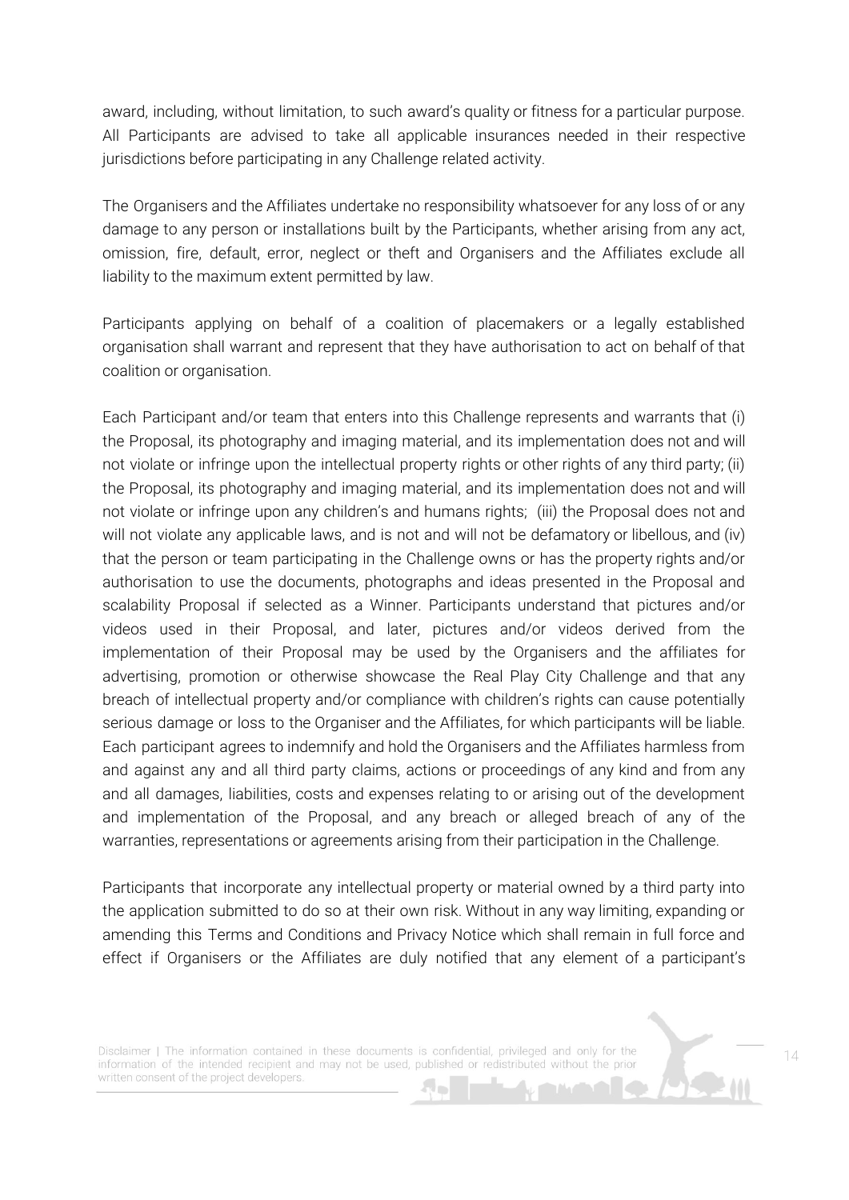award, including, without limitation, to such award's quality or fitness for a particular purpose. All Participants are advised to take all applicable insurances needed in their respective jurisdictions before participating in any Challenge related activity.

The Organisers and the Affiliates undertake no responsibility whatsoever for any loss of or any damage to any person or installations built by the Participants, whether arising from any act, omission, fire, default, error, neglect or theft and Organisers and the Affiliates exclude all liability to the maximum extent permitted by law.

Participants applying on behalf of a coalition of placemakers or a legally established organisation shall warrant and represent that they have authorisation to act on behalf of that coalition or organisation.

Each Participant and/or team that enters into this Challenge represents and warrants that (i) the Proposal, its photography and imaging material, and its implementation does not and will not violate or infringe upon the intellectual property rights or other rights of any third party; (ii) the Proposal, its photography and imaging material, and its implementation does not and will not violate or infringe upon any children's and humans rights; (iii) the Proposal does not and will not violate any applicable laws, and is not and will not be defamatory or libellous, and (iv) that the person or team participating in the Challenge owns or has the property rights and/or authorisation to use the documents, photographs and ideas presented in the Proposal and scalability Proposal if selected as a Winner. Participants understand that pictures and/or videos used in their Proposal, and later, pictures and/or videos derived from the implementation of their Proposal may be used by the Organisers and the affiliates for advertising, promotion or otherwise showcase the Real Play City Challenge and that any breach of intellectual property and/or compliance with children's rights can cause potentially serious damage or loss to the Organiser and the Affiliates, for which participants will be liable. Each participant agrees to indemnify and hold the Organisers and the Affiliates harmless from and against any and all third party claims, actions or proceedings of any kind and from any and all damages, liabilities, costs and expenses relating to or arising out of the development and implementation of the Proposal, and any breach or alleged breach of any of the warranties, representations or agreements arising from their participation in the Challenge.

Participants that incorporate any intellectual property or material owned by a third party into the application submitted to do so at their own risk. Without in any way limiting, expanding or amending this Terms and Conditions and Privacy Notice which shall remain in full force and effect if Organisers or the Affiliates are duly notified that any element of a participant's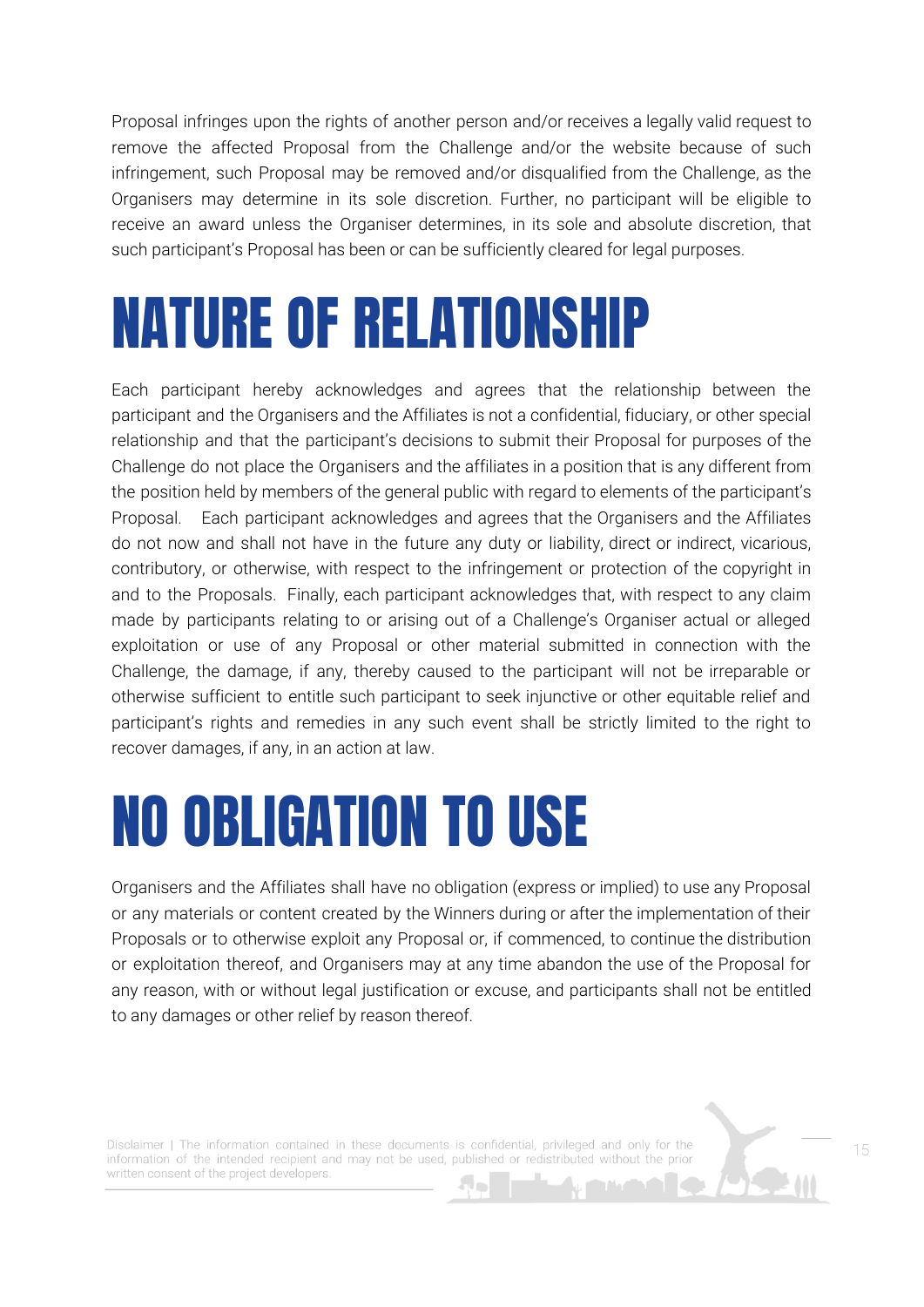Proposal infringes upon the rights of another person and/or receives a legally valid request to remove the affected Proposal from the Challenge and/or the website because of such infringement, such Proposal may be removed and/or disqualified from the Challenge, as the Organisers may determine in its sole discretion. Further, no participant will be eligible to receive an award unless the Organiser determines, in its sole and absolute discretion, that such participant's Proposal has been or can be sufficiently cleared for legal purposes.

# NATURE OF RELATIONSHIP

Each participant hereby acknowledges and agrees that the relationship between the participant and the Organisers and the Affiliates is not a confidential, fiduciary, or other special relationship and that the participant's decisions to submit their Proposal for purposes of the Challenge do not place the Organisers and the affiliates in a position that is any different from the position held by members of the general public with regard to elements of the participant's Proposal. Each participant acknowledges and agrees that the Organisers and the Affiliates do not now and shall not have in the future any duty or liability, direct or indirect, vicarious, contributory, or otherwise, with respect to the infringement or protection of the copyright in and to the Proposals. Finally, each participant acknowledges that, with respect to any claim made by participants relating to or arising out of a Challenge's Organiser actual or alleged exploitation or use of any Proposal or other material submitted in connection with the Challenge, the damage, if any, thereby caused to the participant will not be irreparable or otherwise sufficient to entitle such participant to seek injunctive or other equitable relief and participant's rights and remedies in any such event shall be strictly limited to the right to recover damages, if any, in an action at law.

# NO OBLIGATION TO USE

Organisers and the Affiliates shall have no obligation (express or implied) to use any Proposal or any materials or content created by the Winners during or after the implementation of their Proposals or to otherwise exploit any Proposal or, if commenced, to continue the distribution or exploitation thereof, and Organisers may at any time abandon the use of the Proposal for any reason, with or without legal justification or excuse, and participants shall not be entitled to any damages or other relief by reason thereof.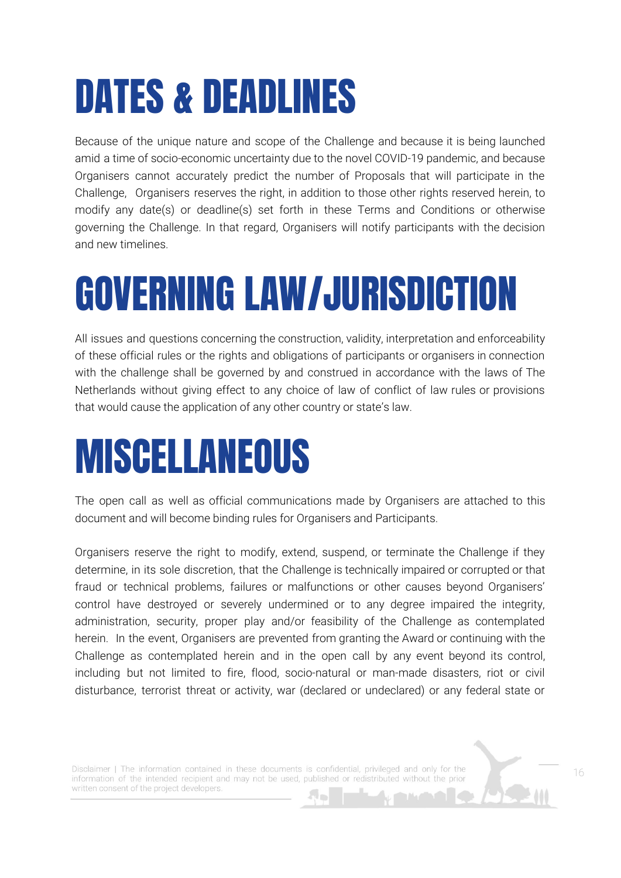# DATES & DEADLINES

Because of the unique nature and scope of the Challenge and because it is being launched amid a time of socio-economic uncertainty due to the novel COVID-19 pandemic, and because Organisers cannot accurately predict the number of Proposals that will participate in the Challenge, Organisers reserves the right, in addition to those other rights reserved herein, to modify any date(s) or deadline(s) set forth in these Terms and Conditions or otherwise governing the Challenge. In that regard, Organisers will notify participants with the decision and new timelines.

# GOVERNING LAW/JURISDICTION

All issues and questions concerning the construction, validity, interpretation and enforceability of these official rules or the rights and obligations of participants or organisers in connection with the challenge shall be governed by and construed in accordance with the laws of The Netherlands without giving effect to any choice of law of conflict of law rules or provisions that would cause the application of any other country or state's law.

# MISCELLANEOUS

The open call as well as official communications made by Organisers are attached to this document and will become binding rules for Organisers and Participants.

Organisers reserve the right to modify, extend, suspend, or terminate the Challenge if they determine, in its sole discretion, that the Challenge is technically impaired or corrupted or that fraud or technical problems, failures or malfunctions or other causes beyond Organisers' control have destroyed or severely undermined or to any degree impaired the integrity, administration, security, proper play and/or feasibility of the Challenge as contemplated herein. In the event, Organisers are prevented from granting the Award or continuing with the Challenge as contemplated herein and in the open call by any event beyond its control, including but not limited to fire, flood, socio-natural or man-made disasters, riot or civil disturbance, terrorist threat or activity, war (declared or undeclared) or any federal state or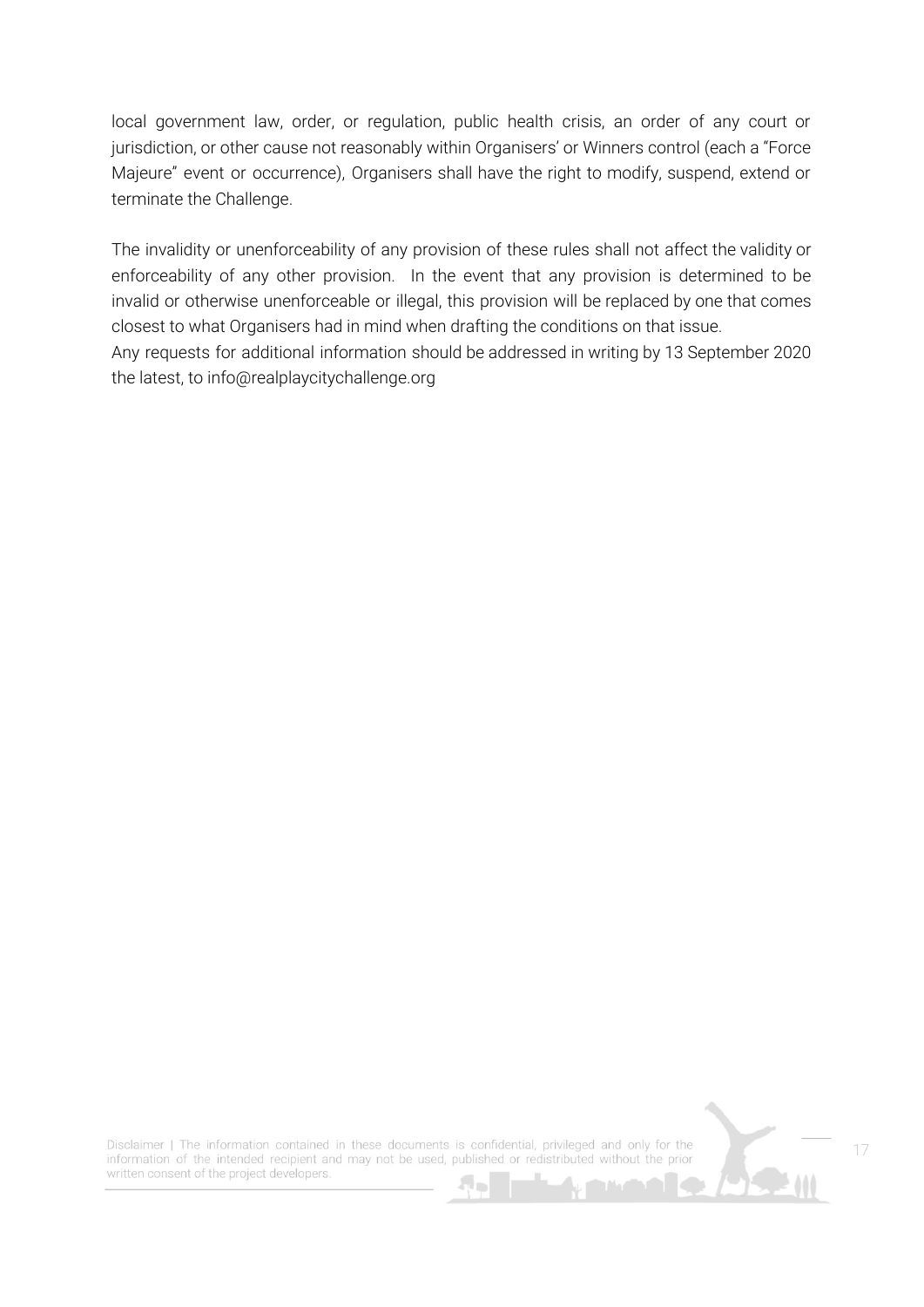local government law, order, or regulation, public health crisis, an order of any court or jurisdiction, or other cause not reasonably within Organisers' or Winners control (each a "Force Majeure" event or occurrence), Organisers shall have the right to modify, suspend, extend or terminate the Challenge.

The invalidity or unenforceability of any provision of these rules shall not affect the validity or enforceability of any other provision. In the event that any provision is determined to be invalid or otherwise unenforceable or illegal, this provision will be replaced by one that comes closest to what Organisers had in mind when drafting the conditions on that issue.
Any requests for additional information should be addressed in writing by 13 September 2020 the latest, to info@realplaycitychallenge.org